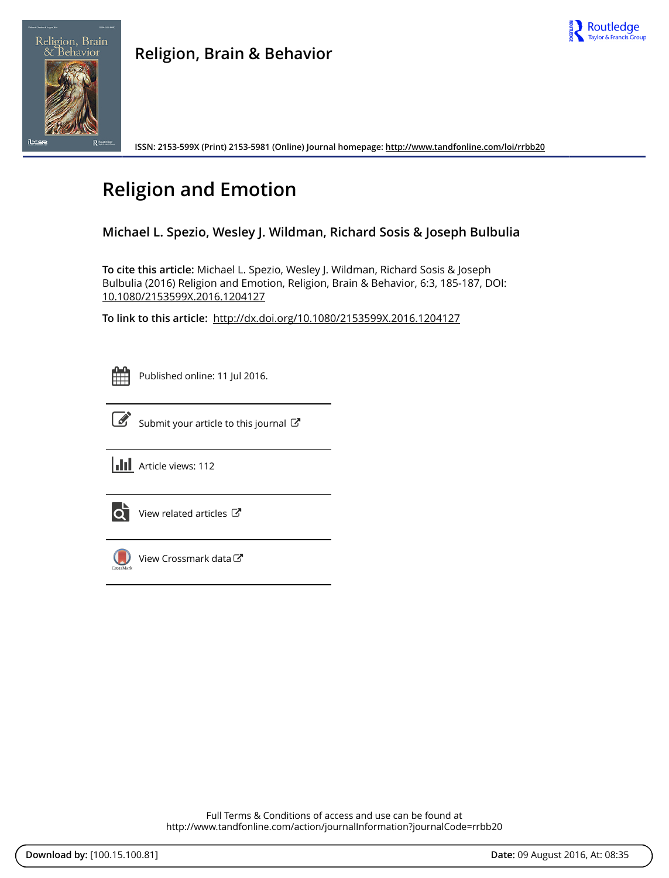Religion, Brain & Behavior

ISSN: 2153-599X (Print) 2153-5981 (Online) Journal homepage: http://www.tandfonline.com/loi/rrbb20

# Religion and Emotion

**Michael L. Spezio, Wesley J. Wildman, Richard Sosis & Joseph Bulbulia**

**To cite this article:** Michael L. Spezio, Wesley J. Wildman, Richard Sosis & Joseph Bulbulia (2016) Religion and Emotion, Religion, Brain & Behavior, 6:3, 185-187, DOI: 10.1080/2153599X.2016.1204127

**To link to this article:** http://dx.doi.org/10.1080/2153599X.2016.1204127

Published online: 11 Jul 2016.

Submit your article to this journal

Article views: 112

View related articles

View Crossmark data

Full Terms & Conditions of access and use can be found at
http://www.tandfonline.com/action/journalInformation?journalCode=rrbb20

**Download by:** [100.15.100.81] **Date:** 09 August 2016, At: 08:35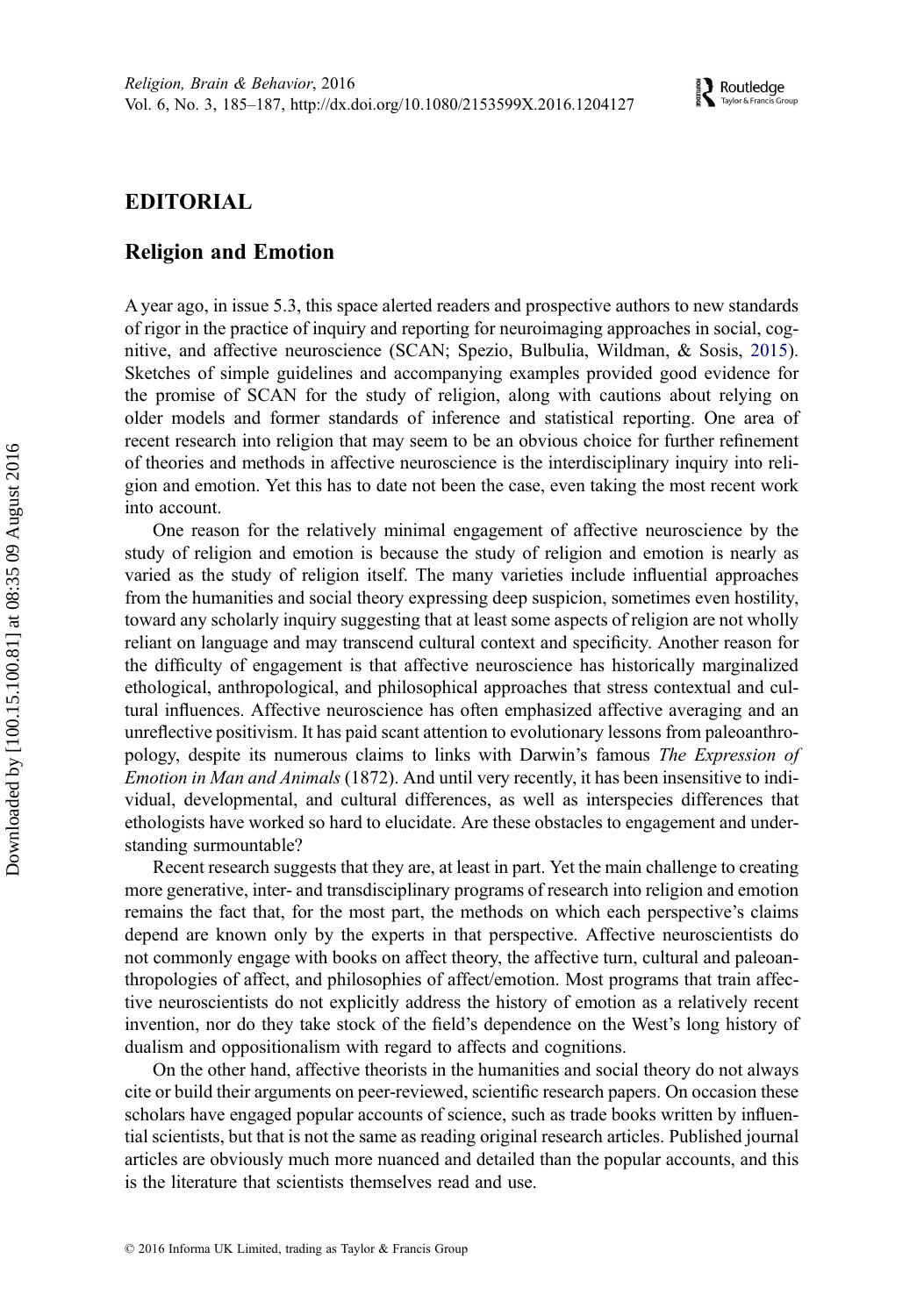# EDITORIAL

## Religion and Emotion

A year ago, in issue 5.3, this space alerted readers and prospective authors to new standards of rigor in the practice of inquiry and reporting for neuroimaging approaches in social, cognitive, and affective neuroscience (SCAN; Spezio, Bulbulia, Wildman, & Sosis, 2015). Sketches of simple guidelines and accompanying examples provided good evidence for the promise of SCAN for the study of religion, along with cautions about relying on older models and former standards of inference and statistical reporting. One area of recent research into religion that may seem to be an obvious choice for further refinement of theories and methods in affective neuroscience is the interdisciplinary inquiry into religion and emotion. Yet this has to date not been the case, even taking the most recent work into account.

One reason for the relatively minimal engagement of affective neuroscience by the study of religion and emotion is because the study of religion and emotion is nearly as varied as the study of religion itself. The many varieties include influential approaches from the humanities and social theory expressing deep suspicion, sometimes even hostility, toward any scholarly inquiry suggesting that at least some aspects of religion are not wholly reliant on language and may transcend cultural context and specificity. Another reason for the difficulty of engagement is that affective neuroscience has historically marginalized ethological, anthropological, and philosophical approaches that stress contextual and cultural influences. Affective neuroscience has often emphasized affective averaging and an unreflective positivism. It has paid scant attention to evolutionary lessons from paleoanthropology, despite its numerous claims to links with Darwin's famous *The Expression of Emotion in Man and Animals* (1872). And until very recently, it has been insensitive to individual, developmental, and cultural differences, as well as interspecies differences that ethologists have worked so hard to elucidate. Are these obstacles to engagement and understanding surmountable?

Recent research suggests that they are, at least in part. Yet the main challenge to creating more generative, inter- and transdisciplinary programs of research into religion and emotion remains the fact that, for the most part, the methods on which each perspective's claims depend are known only by the experts in that perspective. Affective neuroscientists do not commonly engage with books on affect theory, the affective turn, cultural and paleoanthropologies of affect, and philosophies of affect/emotion. Most programs that train affective neuroscientists do not explicitly address the history of emotion as a relatively recent invention, nor do they take stock of the field's dependence on the West's long history of dualism and oppositionalism with regard to affects and cognitions.

On the other hand, affective theorists in the humanities and social theory do not always cite or build their arguments on peer-reviewed, scientific research papers. On occasion these scholars have engaged popular accounts of science, such as trade books written by influential scientists, but that is not the same as reading original research articles. Published journal articles are obviously much more nuanced and detailed than the popular accounts, and this is the literature that scientists themselves read and use.

© 2016 Informa UK Limited, trading as Taylor & Francis Group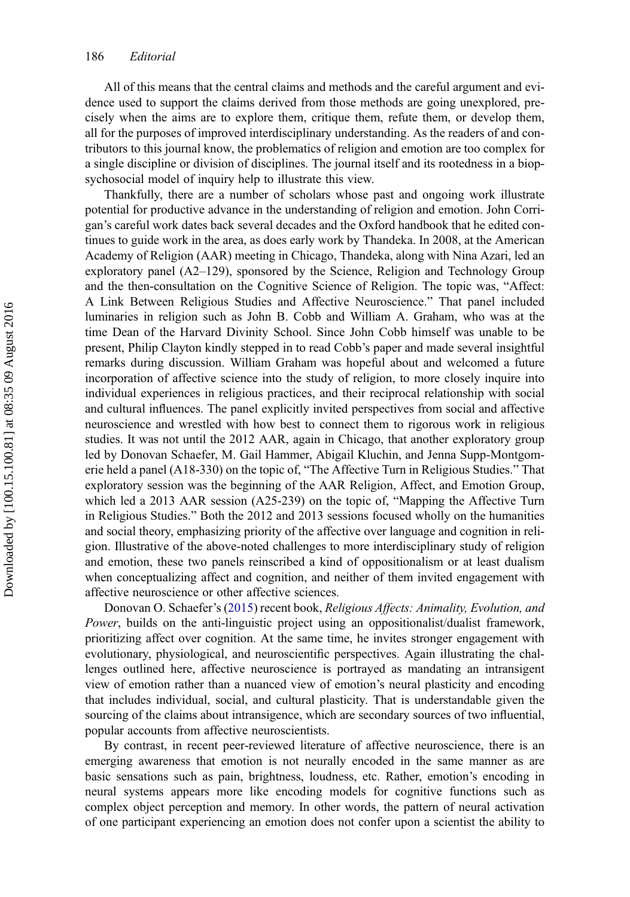All of this means that the central claims and methods and the careful argument and evidence used to support the claims derived from those methods are going unexplored, precisely when the aims are to explore them, critique them, refute them, or develop them, all for the purposes of improved interdisciplinary understanding. As the readers of and contributors to this journal know, the problematics of religion and emotion are too complex for a single discipline or division of disciplines. The journal itself and its rootedness in a biopsychosocial model of inquiry help to illustrate this view.

Thankfully, there are a number of scholars whose past and ongoing work illustrate potential for productive advance in the understanding of religion and emotion. John Corrigan's careful work dates back several decades and the Oxford handbook that he edited continues to guide work in the area, as does early work by Thandeka. In 2008, at the American Academy of Religion (AAR) meeting in Chicago, Thandeka, along with Nina Azari, led an exploratory panel (A2–129), sponsored by the Science, Religion and Technology Group and the then-consultation on the Cognitive Science of Religion. The topic was, "Affect: A Link Between Religious Studies and Affective Neuroscience." That panel included luminaries in religion such as John B. Cobb and William A. Graham, who was at the time Dean of the Harvard Divinity School. Since John Cobb himself was unable to be present, Philip Clayton kindly stepped in to read Cobb's paper and made several insightful remarks during discussion. William Graham was hopeful about and welcomed a future incorporation of affective science into the study of religion, to more closely inquire into individual experiences in religious practices, and their reciprocal relationship with social and cultural influences. The panel explicitly invited perspectives from social and affective neuroscience and wrestled with how best to connect them to rigorous work in religious studies. It was not until the 2012 AAR, again in Chicago, that another exploratory group led by Donovan Schaefer, M. Gail Hammer, Abigail Kluchin, and Jenna Supp-Montgomerie held a panel (A18-330) on the topic of, "The Affective Turn in Religious Studies." That exploratory session was the beginning of the AAR Religion, Affect, and Emotion Group, which led a 2013 AAR session (A25-239) on the topic of, "Mapping the Affective Turn in Religious Studies." Both the 2012 and 2013 sessions focused wholly on the humanities and social theory, emphasizing priority of the affective over language and cognition in religion. Illustrative of the above-noted challenges to more interdisciplinary study of religion and emotion, these two panels reinscribed a kind of oppositionalism or at least dualism when conceptualizing affect and cognition, and neither of them invited engagement with affective neuroscience or other affective sciences.

Donovan O. Schaefer's (2015) recent book, *Religious Affects: Animality, Evolution, and Power*, builds on the anti-linguistic project using an oppositionalist/dualist framework, prioritizing affect over cognition. At the same time, he invites stronger engagement with evolutionary, physiological, and neuroscientific perspectives. Again illustrating the challenges outlined here, affective neuroscience is portrayed as mandating an intransigent view of emotion rather than a nuanced view of emotion's neural plasticity and encoding that includes individual, social, and cultural plasticity. That is understandable given the sourcing of the claims about intransigence, which are secondary sources of two influential, popular accounts from affective neuroscientists.

By contrast, in recent peer-reviewed literature of affective neuroscience, there is an emerging awareness that emotion is not neurally encoded in the same manner as are basic sensations such as pain, brightness, loudness, etc. Rather, emotion's encoding in neural systems appears more like encoding models for cognitive functions such as complex object perception and memory. In other words, the pattern of neural activation of one participant experiencing an emotion does not confer upon a scientist the ability to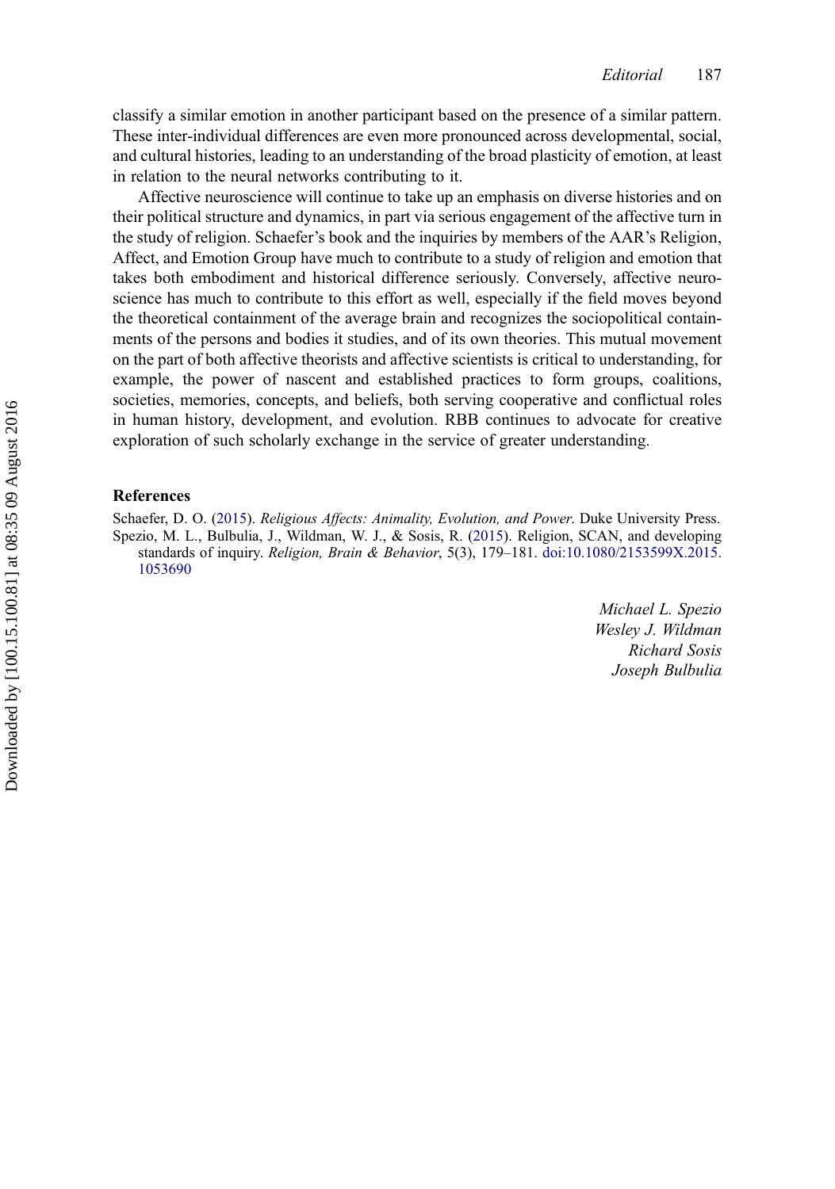classify a similar emotion in another participant based on the presence of a similar pattern. These inter-individual differences are even more pronounced across developmental, social, and cultural histories, leading to an understanding of the broad plasticity of emotion, at least in relation to the neural networks contributing to it.

Affective neuroscience will continue to take up an emphasis on diverse histories and on their political structure and dynamics, in part via serious engagement of the affective turn in the study of religion. Schaefer's book and the inquiries by members of the AAR's Religion, Affect, and Emotion Group have much to contribute to a study of religion and emotion that takes both embodiment and historical difference seriously. Conversely, affective neuroscience has much to contribute to this effort as well, especially if the field moves beyond the theoretical containment of the average brain and recognizes the sociopolitical containments of the persons and bodies it studies, and of its own theories. This mutual movement on the part of both affective theorists and affective scientists is critical to understanding, for example, the power of nascent and established practices to form groups, coalitions, societies, memories, concepts, and beliefs, both serving cooperative and conflictual roles in human history, development, and evolution. RBB continues to advocate for creative exploration of such scholarly exchange in the service of greater understanding.

## References

Schaefer, D. O. (2015). *Religious Affects: Animality, Evolution, and Power*. Duke University Press.

Spezio, M. L., Bulbulia, J., Wildman, W. J., & Sosis, R. (2015). Religion, SCAN, and developing standards of inquiry. *Religion, Brain & Behavior*, 5(3), 179–181. doi:10.1080/2153599X.2015.1053690

*Michael L. Spezio*
*Wesley J. Wildman*
*Richard Sosis*
*Joseph Bulbulia*